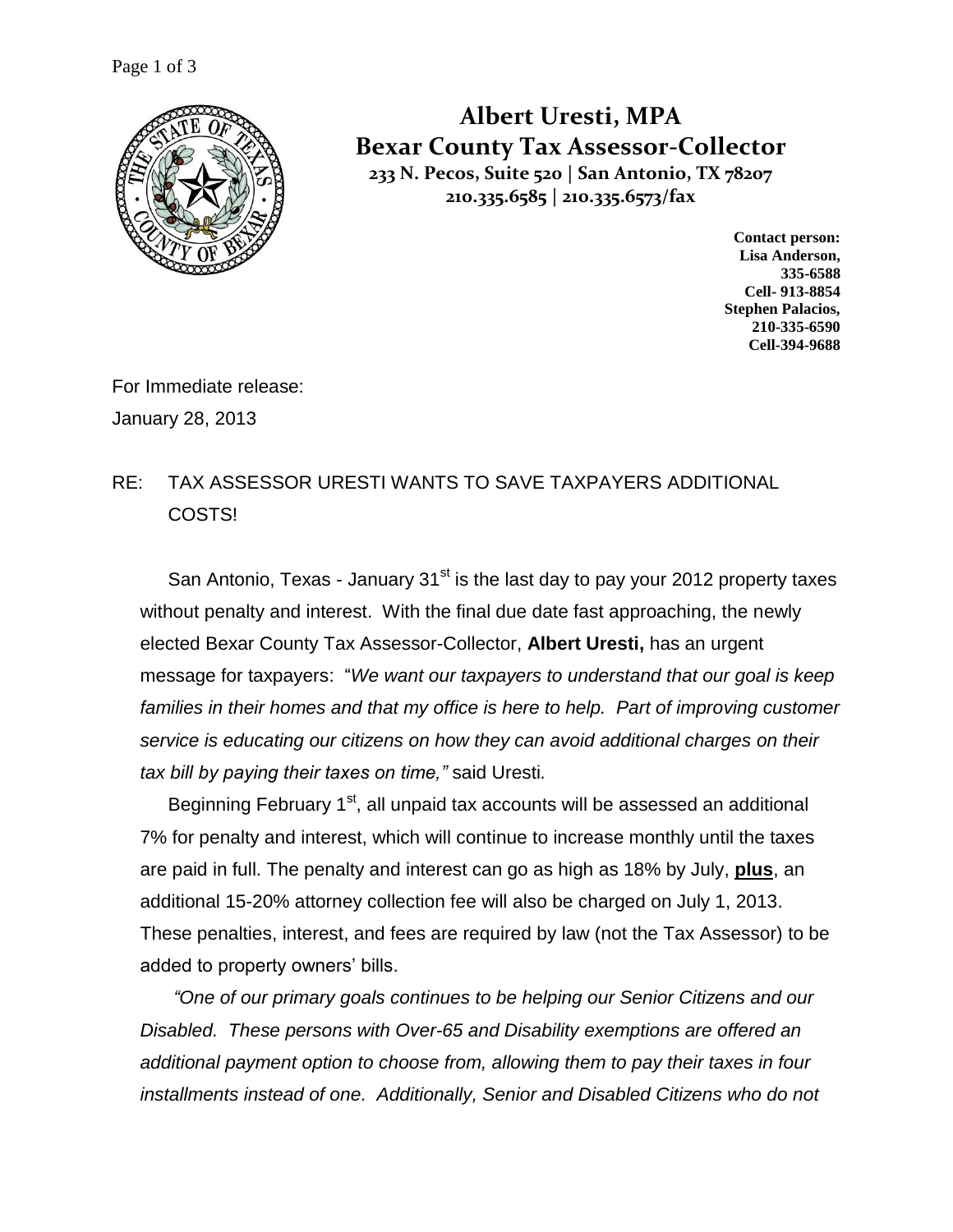# Albert Uresti, MPA
## Bexar County Tax Assessor-Collector

**233 N. Pecos, Suite 520 | San Antonio, TX 78207**
**210.335.6585 | 210.335.6573/fax**

**Contact person:**
**Lisa Anderson,**
**335-6588**
**Cell- 913-8854**
**Stephen Palacios,**
**210-335-6590**
**Cell-394-9688**

For Immediate release:
January 28, 2013

RE: TAX ASSESSOR URESTI WANTS TO SAVE TAXPAYERS ADDITIONAL COSTS!

San Antonio, Texas - January 31st is the last day to pay your 2012 property taxes without penalty and interest. With the final due date fast approaching, the newly elected Bexar County Tax Assessor-Collector, **Albert Uresti,** has an urgent message for taxpayers: "*We want our taxpayers to understand that our goal is keep families in their homes and that my office is here to help. Part of improving customer service is educating our citizens on how they can avoid additional charges on their tax bill by paying their taxes on time,"* said Uresti.

Beginning February 1st, all unpaid tax accounts will be assessed an additional 7% for penalty and interest, which will continue to increase monthly until the taxes are paid in full. The penalty and interest can go as high as 18% by July, **plus**, an additional 15-20% attorney collection fee will also be charged on July 1, 2013. These penalties, interest, and fees are required by law (not the Tax Assessor) to be added to property owners' bills.

*"One of our primary goals continues to be helping our Senior Citizens and our Disabled. These persons with Over-65 and Disability exemptions are offered an additional payment option to choose from, allowing them to pay their taxes in four installments instead of one. Additionally, Senior and Disabled Citizens who do not*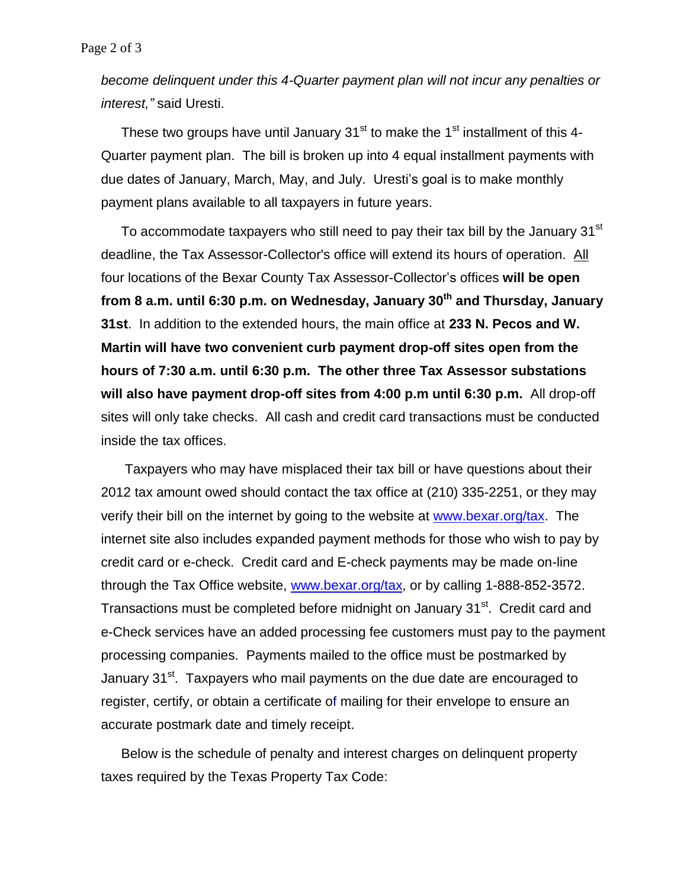*become delinquent under this 4-Quarter payment plan will not incur any penalties or interest,"* said Uresti.

These two groups have until January 31st to make the 1st installment of this 4-Quarter payment plan. The bill is broken up into 4 equal installment payments with due dates of January, March, May, and July. Uresti's goal is to make monthly payment plans available to all taxpayers in future years.

To accommodate taxpayers who still need to pay their tax bill by the January 31st deadline, the Tax Assessor-Collector's office will extend its hours of operation. All four locations of the Bexar County Tax Assessor-Collector's offices **will be open from 8 a.m. until 6:30 p.m. on Wednesday, January 30th and Thursday, January 31st**. In addition to the extended hours, the main office at **233 N. Pecos and W. Martin will have two convenient curb payment drop-off sites open from the hours of 7:30 a.m. until 6:30 p.m. The other three Tax Assessor substations will also have payment drop-off sites from 4:00 p.m until 6:30 p.m.** All drop-off sites will only take checks. All cash and credit card transactions must be conducted inside the tax offices.

Taxpayers who may have misplaced their tax bill or have questions about their 2012 tax amount owed should contact the tax office at (210) 335-2251, or they may verify their bill on the internet by going to the website at www.bexar.org/tax. The internet site also includes expanded payment methods for those who wish to pay by credit card or e-check. Credit card and E-check payments may be made on-line through the Tax Office website, www.bexar.org/tax, or by calling 1-888-852-3572. Transactions must be completed before midnight on January 31st. Credit card and e-Check services have an added processing fee customers must pay to the payment processing companies. Payments mailed to the office must be postmarked by January 31st. Taxpayers who mail payments on the due date are encouraged to register, certify, or obtain a certificate of mailing for their envelope to ensure an accurate postmark date and timely receipt.

Below is the schedule of penalty and interest charges on delinquent property taxes required by the Texas Property Tax Code: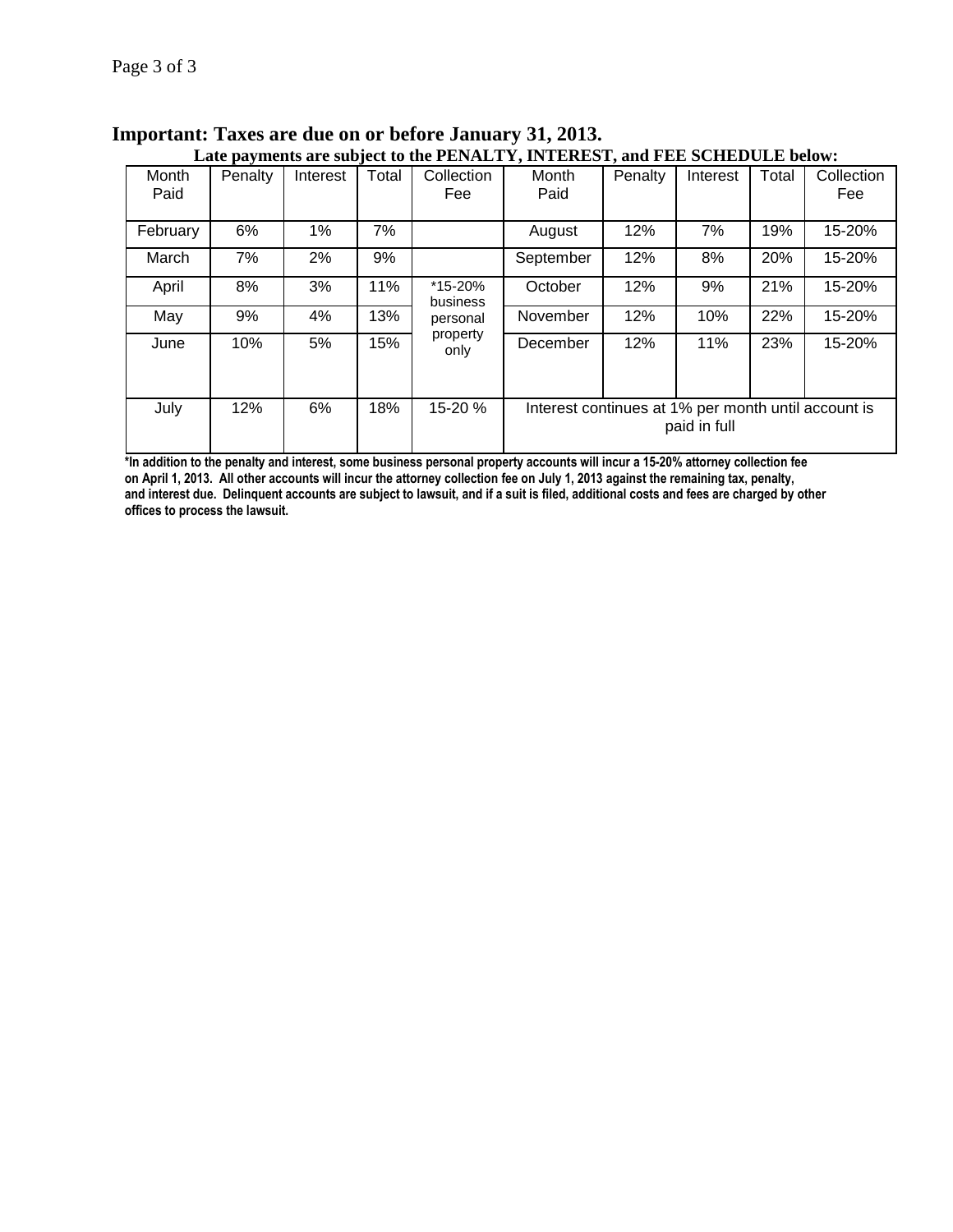**Important: Taxes are due on or before January 31, 2013.**

**Late payments are subject to the PENALTY, INTEREST, and FEE SCHEDULE below:**

| Month Paid | Penalty | Interest | Total | Collection Fee | Month Paid | Penalty | Interest | Total | Collection Fee |
|---|---|---|---|---|---|---|---|---|---|
| February | 6% | 1% | 7% | | August | 12% | 7% | 19% | 15-20% |
| March | 7% | 2% | 9% | | September | 12% | 8% | 20% | 15-20% |
| April | 8% | 3% | 11% | *15-20% business personal property only | October | 12% | 9% | 21% | 15-20% |
| May | 9% | 4% | 13% | | November | 12% | 10% | 22% | 15-20% |
| June | 10% | 5% | 15% | | December | 12% | 11% | 23% | 15-20% |
| July | 12% | 6% | 18% | 15-20 % | Interest continues at 1% per month until account is paid in full | | | | |

**\*In addition to the penalty and interest, some business personal property accounts will incur a 15-20% attorney collection fee on April 1, 2013. All other accounts will incur the attorney collection fee on July 1, 2013 against the remaining tax, penalty, and interest due. Delinquent accounts are subject to lawsuit, and if a suit is filed, additional costs and fees are charged by other offices to process the lawsuit.**